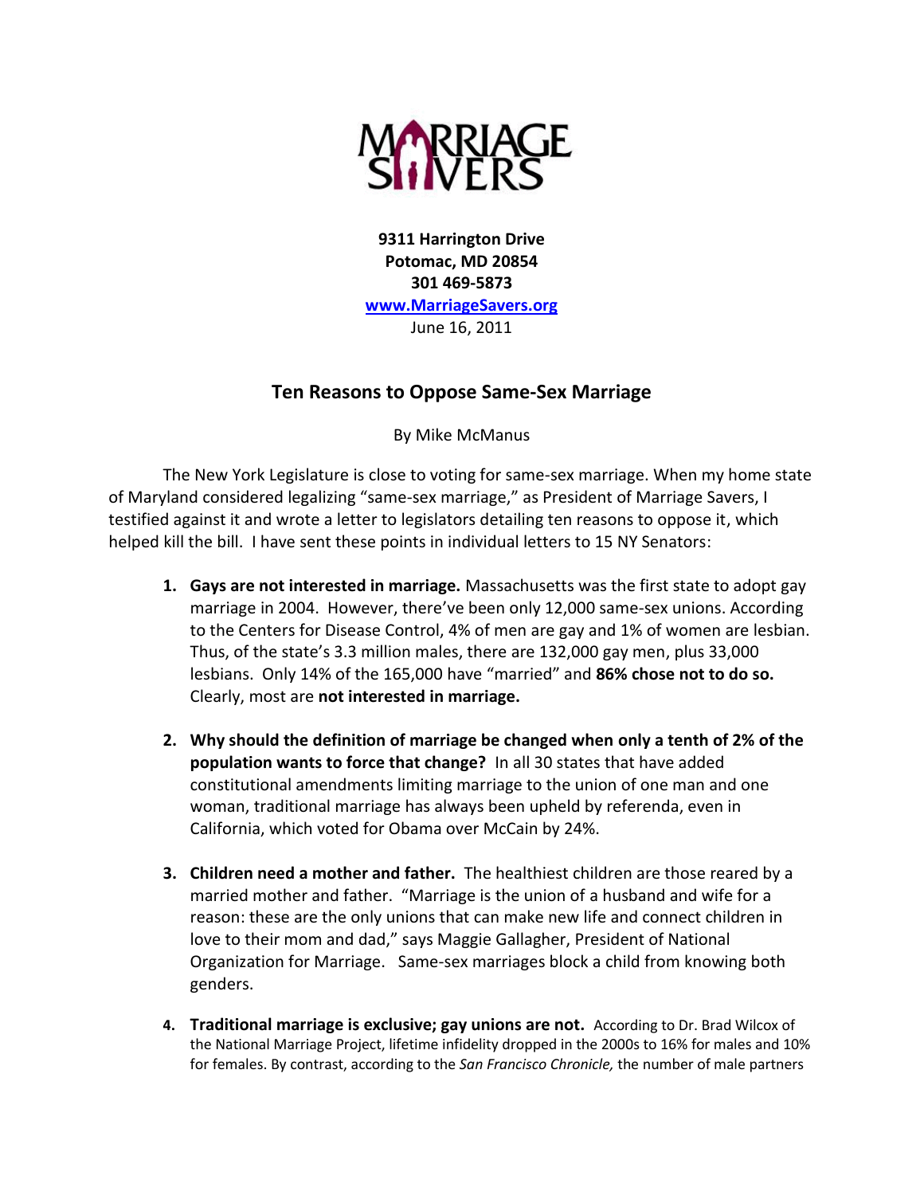MARRIAGE SAVERS

**9311 Harrington Drive**
**Potomac, MD 20854**
**301 469-5873**
[www.MarriageSavers.org](http://www.MarriageSavers.org)
June 16, 2011

## Ten Reasons to Oppose Same-Sex Marriage

By Mike McManus

The New York Legislature is close to voting for same-sex marriage. When my home state of Maryland considered legalizing "same-sex marriage," as President of Marriage Savers, I testified against it and wrote a letter to legislators detailing ten reasons to oppose it, which helped kill the bill. I have sent these points in individual letters to 15 NY Senators:

1. **Gays are not interested in marriage.** Massachusetts was the first state to adopt gay marriage in 2004. However, there've been only 12,000 same-sex unions. According to the Centers for Disease Control, 4% of men are gay and 1% of women are lesbian. Thus, of the state's 3.3 million males, there are 132,000 gay men, plus 33,000 lesbians. Only 14% of the 165,000 have "married" and **86% chose not to do so.** Clearly, most are **not interested in marriage.**

2. **Why should the definition of marriage be changed when only a tenth of 2% of the population wants to force that change?** In all 30 states that have added constitutional amendments limiting marriage to the union of one man and one woman, traditional marriage has always been upheld by referenda, even in California, which voted for Obama over McCain by 24%.

3. **Children need a mother and father.** The healthiest children are those reared by a married mother and father. "Marriage is the union of a husband and wife for a reason: these are the only unions that can make new life and connect children in love to their mom and dad," says Maggie Gallagher, President of National Organization for Marriage. Same-sex marriages block a child from knowing both genders.

4. **Traditional marriage is exclusive; gay unions are not.** According to Dr. Brad Wilcox of the National Marriage Project, lifetime infidelity dropped in the 2000s to 16% for males and 10% for females. By contrast, according to the *San Francisco Chronicle,* the number of male partners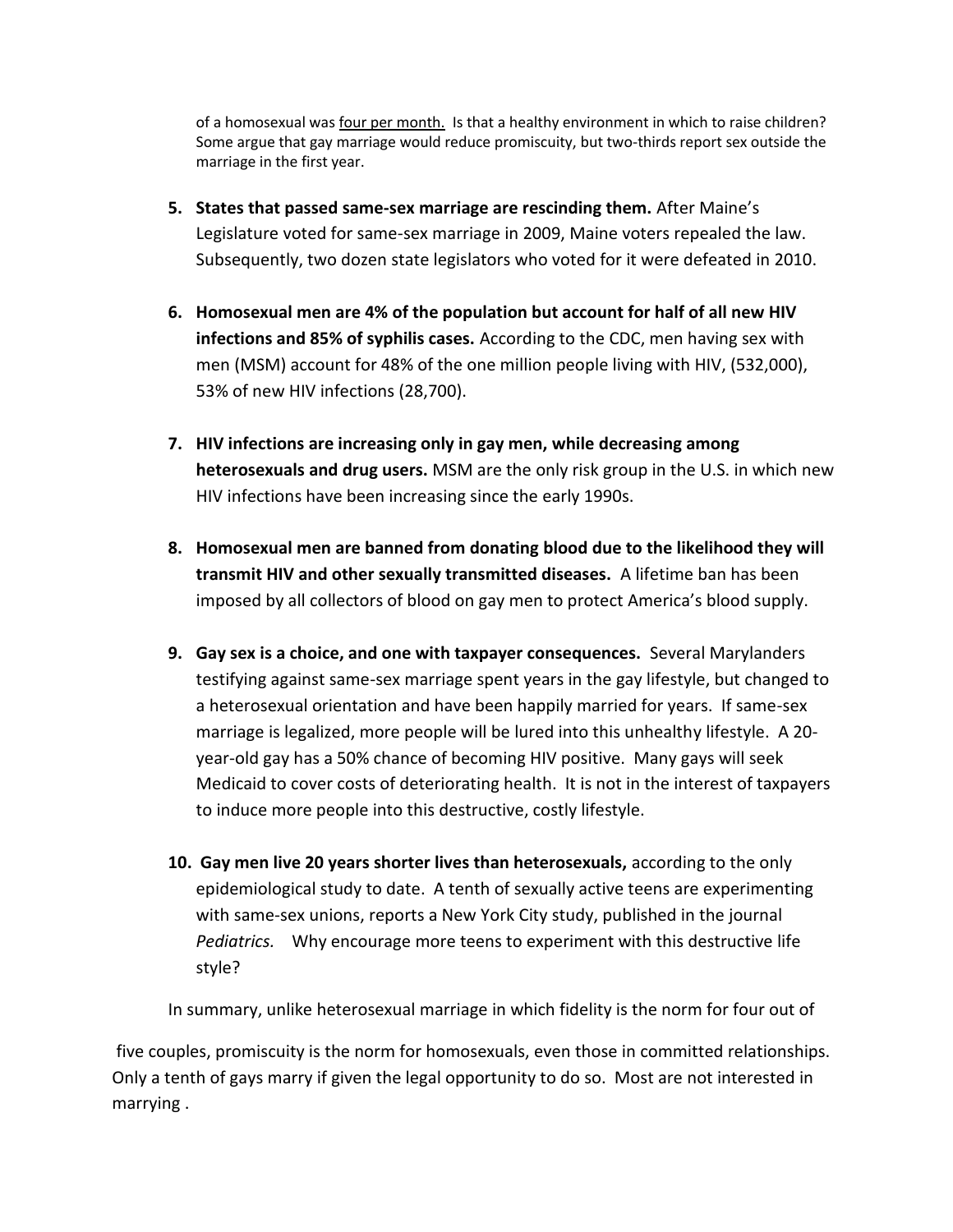of a homosexual was <u>four per month.</u> Is that a healthy environment in which to raise children? Some argue that gay marriage would reduce promiscuity, but two-thirds report sex outside the marriage in the first year.

5. **States that passed same-sex marriage are rescinding them.** After Maine's Legislature voted for same-sex marriage in 2009, Maine voters repealed the law. Subsequently, two dozen state legislators who voted for it were defeated in 2010.

6. **Homosexual men are 4% of the population but account for half of all new HIV infections and 85% of syphilis cases.** According to the CDC, men having sex with men (MSM) account for 48% of the one million people living with HIV, (532,000), 53% of new HIV infections (28,700).

7. **HIV infections are increasing only in gay men, while decreasing among heterosexuals and drug users.** MSM are the only risk group in the U.S. in which new HIV infections have been increasing since the early 1990s.

8. **Homosexual men are banned from donating blood due to the likelihood they will transmit HIV and other sexually transmitted diseases.** A lifetime ban has been imposed by all collectors of blood on gay men to protect America's blood supply.

9. **Gay sex is a choice, and one with taxpayer consequences.** Several Marylanders testifying against same-sex marriage spent years in the gay lifestyle, but changed to a heterosexual orientation and have been happily married for years. If same-sex marriage is legalized, more people will be lured into this unhealthy lifestyle. A 20-year-old gay has a 50% chance of becoming HIV positive. Many gays will seek Medicaid to cover costs of deteriorating health. It is not in the interest of taxpayers to induce more people into this destructive, costly lifestyle.

10. **Gay men live 20 years shorter lives than heterosexuals,** according to the only epidemiological study to date. A tenth of sexually active teens are experimenting with same-sex unions, reports a New York City study, published in the journal *Pediatrics.* Why encourage more teens to experiment with this destructive life style?

In summary, unlike heterosexual marriage in which fidelity is the norm for four out of five couples, promiscuity is the norm for homosexuals, even those in committed relationships. Only a tenth of gays marry if given the legal opportunity to do so. Most are not interested in marrying .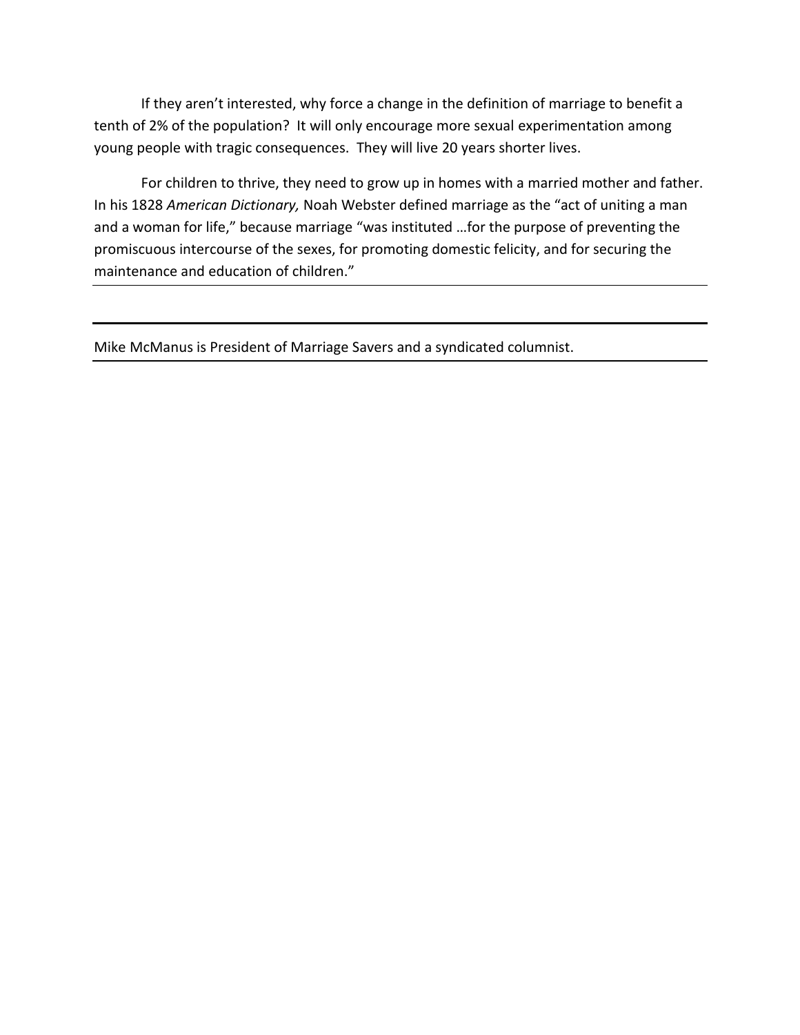If they aren't interested, why force a change in the definition of marriage to benefit a tenth of 2% of the population? It will only encourage more sexual experimentation among young people with tragic consequences. They will live 20 years shorter lives.

For children to thrive, they need to grow up in homes with a married mother and father. In his 1828 *American Dictionary,* Noah Webster defined marriage as the "act of uniting a man and a woman for life," because marriage "was instituted …for the purpose of preventing the promiscuous intercourse of the sexes, for promoting domestic felicity, and for securing the maintenance and education of children."

---

Mike McManus is President of Marriage Savers and a syndicated columnist.